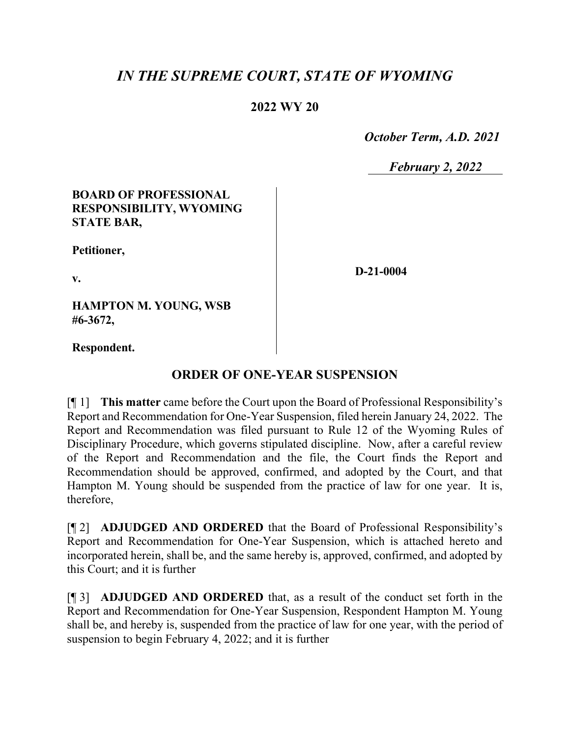# *IN THE SUPREME COURT, STATE OF WYOMING*

**2022 WY 20**

*October Term, A.D. 2021*

*February 2, 2022*

**BOARD OF PROFESSIONAL RESPONSIBILITY, WYOMING STATE BAR,**

**Petitioner,**

**v.**

**HAMPTON M. YOUNG, WSB #6-3672,**

**Respondent.**

**D-21-0004**

## ORDER OF ONE-YEAR SUSPENSION

[¶ 1] **This matter** came before the Court upon the Board of Professional Responsibility's Report and Recommendation for One-Year Suspension, filed herein January 24, 2022. The Report and Recommendation was filed pursuant to Rule 12 of the Wyoming Rules of Disciplinary Procedure, which governs stipulated discipline. Now, after a careful review of the Report and Recommendation and the file, the Court finds the Report and Recommendation should be approved, confirmed, and adopted by the Court, and that Hampton M. Young should be suspended from the practice of law for one year. It is, therefore,

[¶ 2] **ADJUDGED AND ORDERED** that the Board of Professional Responsibility's Report and Recommendation for One-Year Suspension, which is attached hereto and incorporated herein, shall be, and the same hereby is, approved, confirmed, and adopted by this Court; and it is further

[¶ 3] **ADJUDGED AND ORDERED** that, as a result of the conduct set forth in the Report and Recommendation for One-Year Suspension, Respondent Hampton M. Young shall be, and hereby is, suspended from the practice of law for one year, with the period of suspension to begin February 4, 2022; and it is further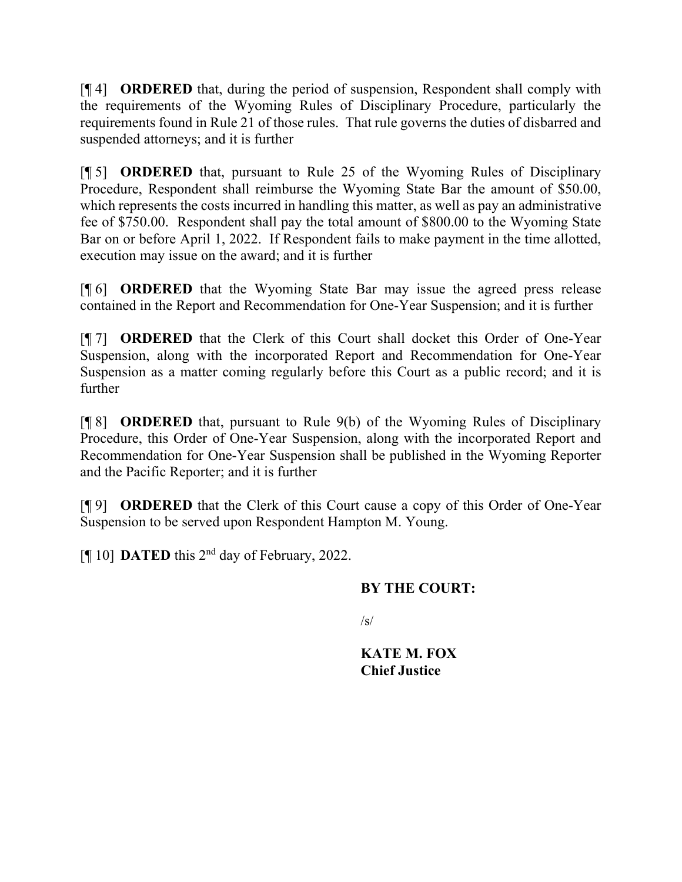[¶ 4] **ORDERED** that, during the period of suspension, Respondent shall comply with the requirements of the Wyoming Rules of Disciplinary Procedure, particularly the requirements found in Rule 21 of those rules. That rule governs the duties of disbarred and suspended attorneys; and it is further

[¶ 5] **ORDERED** that, pursuant to Rule 25 of the Wyoming Rules of Disciplinary Procedure, Respondent shall reimburse the Wyoming State Bar the amount of $50.00, which represents the costs incurred in handling this matter, as well as pay an administrative fee of $750.00. Respondent shall pay the total amount of $800.00 to the Wyoming State Bar on or before April 1, 2022. If Respondent fails to make payment in the time allotted, execution may issue on the award; and it is further

[¶ 6] **ORDERED** that the Wyoming State Bar may issue the agreed press release contained in the Report and Recommendation for One-Year Suspension; and it is further

[¶ 7] **ORDERED** that the Clerk of this Court shall docket this Order of One-Year Suspension, along with the incorporated Report and Recommendation for One-Year Suspension as a matter coming regularly before this Court as a public record; and it is further

[¶ 8] **ORDERED** that, pursuant to Rule 9(b) of the Wyoming Rules of Disciplinary Procedure, this Order of One-Year Suspension, along with the incorporated Report and Recommendation for One-Year Suspension shall be published in the Wyoming Reporter and the Pacific Reporter; and it is further

[¶ 9] **ORDERED** that the Clerk of this Court cause a copy of this Order of One-Year Suspension to be served upon Respondent Hampton M. Young.

[¶ 10] **DATED** this 2nd day of February, 2022.

**BY THE COURT:**

/s/

**KATE M. FOX**
**Chief Justice**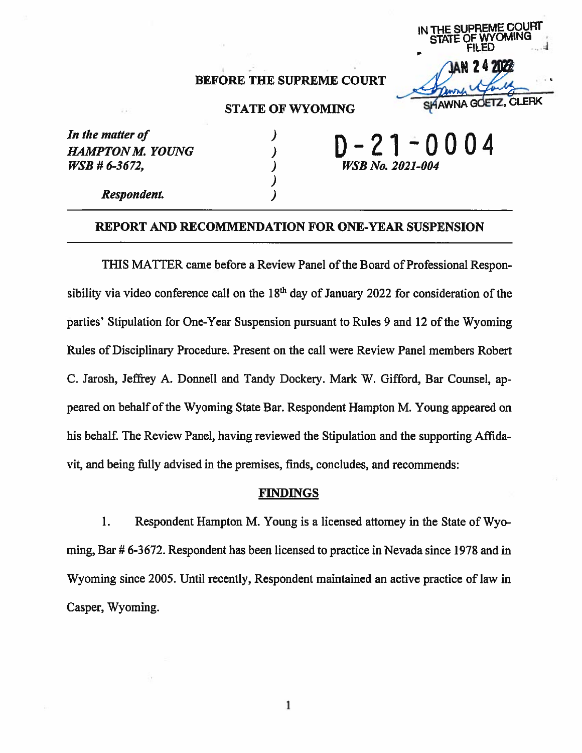IN THE SUPREME COURT
STATE OF WYOMING
FILED

JAN 24 2022

SHAWNA GOETZ, CLERK

**BEFORE THE SUPREME COURT**

**STATE OF WYOMING**

| | | |
|---|---|---|
| *In the matter of* | ) | **D-21-0004** |
| ***HAMPTON M. YOUNG*** | ) | ***WSB No. 2021-004*** |
| ***WSB # 6-3672,*** | ) | |
| | ) | |
| ***Respondent.*** | ) | |

## REPORT AND RECOMMENDATION FOR ONE-YEAR SUSPENSION

THIS MATTER came before a Review Panel of the Board of Professional Responsibility via video conference call on the 18th day of January 2022 for consideration of the parties' Stipulation for One-Year Suspension pursuant to Rules 9 and 12 of the Wyoming Rules of Disciplinary Procedure. Present on the call were Review Panel members Robert C. Jarosh, Jeffrey A. Donnell and Tandy Dockery. Mark W. Gifford, Bar Counsel, appeared on behalf of the Wyoming State Bar. Respondent Hampton M. Young appeared on his behalf. The Review Panel, having reviewed the Stipulation and the supporting Affidavit, and being fully advised in the premises, finds, concludes, and recommends:

### FINDINGS

1. Respondent Hampton M. Young is a licensed attorney in the State of Wyoming, Bar # 6-3672. Respondent has been licensed to practice in Nevada since 1978 and in Wyoming since 2005. Until recently, Respondent maintained an active practice of law in Casper, Wyoming.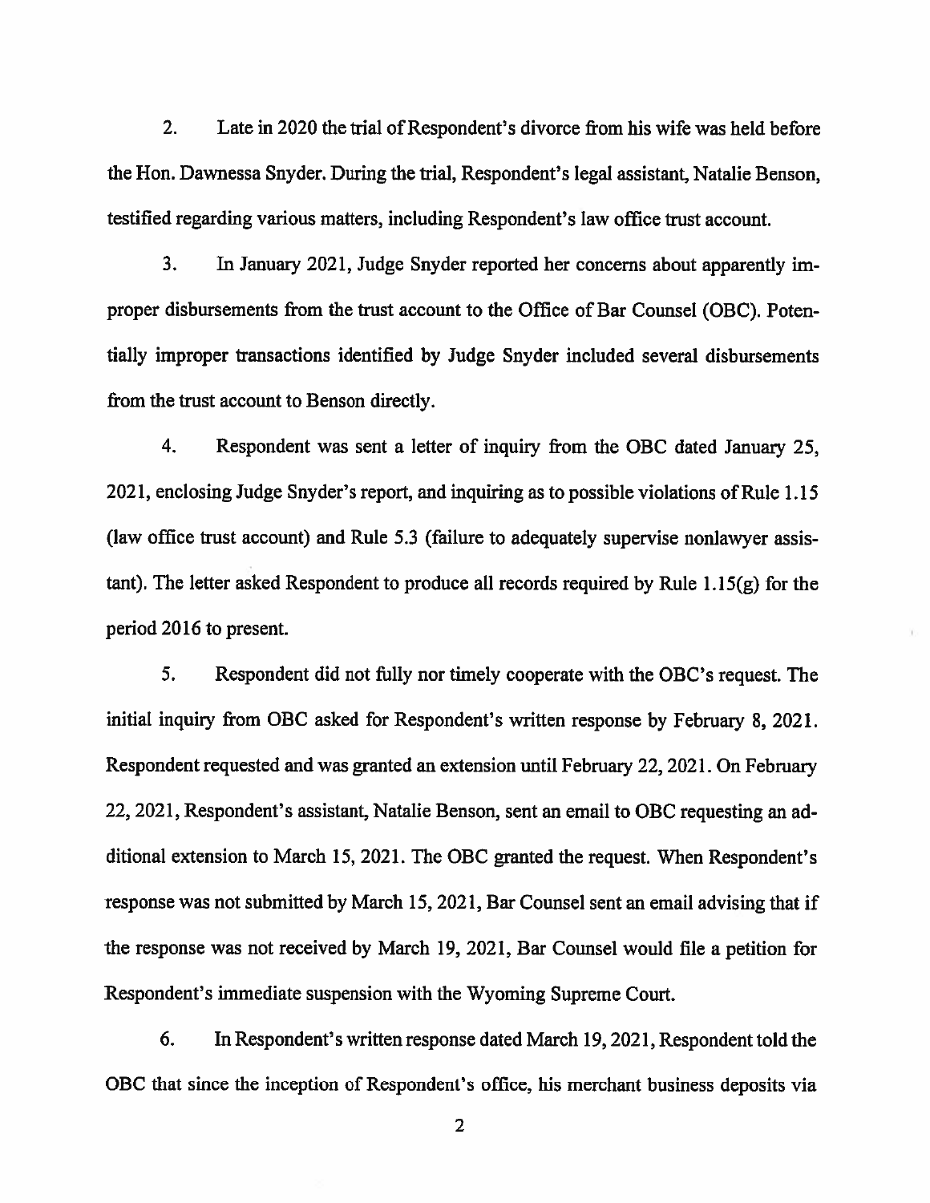2. Late in 2020 the trial of Respondent's divorce from his wife was held before the Hon. Dawnessa Snyder. During the trial, Respondent's legal assistant, Natalie Benson, testified regarding various matters, including Respondent's law office trust account.

3. In January 2021, Judge Snyder reported her concerns about apparently improper disbursements from the trust account to the Office of Bar Counsel (OBC). Potentially improper transactions identified by Judge Snyder included several disbursements from the trust account to Benson directly.

4. Respondent was sent a letter of inquiry from the OBC dated January 25, 2021, enclosing Judge Snyder's report, and inquiring as to possible violations of Rule 1.15 (law office trust account) and Rule 5.3 (failure to adequately supervise nonlawyer assistant). The letter asked Respondent to produce all records required by Rule 1.15(g) for the period 2016 to present.

5. Respondent did not fully nor timely cooperate with the OBC's request. The initial inquiry from OBC asked for Respondent's written response by February 8, 2021. Respondent requested and was granted an extension until February 22, 2021. On February 22, 2021, Respondent's assistant, Natalie Benson, sent an email to OBC requesting an additional extension to March 15, 2021. The OBC granted the request. When Respondent's response was not submitted by March 15, 2021, Bar Counsel sent an email advising that if the response was not received by March 19, 2021, Bar Counsel would file a petition for Respondent's immediate suspension with the Wyoming Supreme Court.

6. In Respondent's written response dated March 19, 2021, Respondent told the OBC that since the inception of Respondent's office, his merchant business deposits via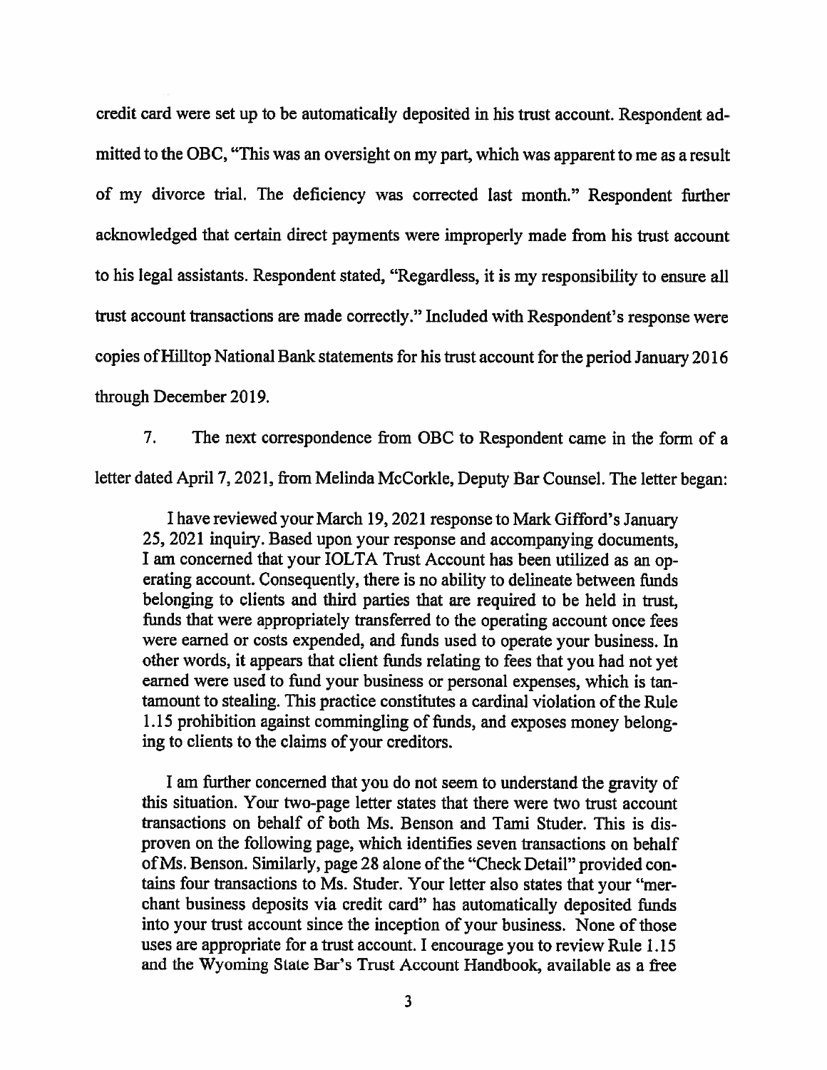credit card were set up to be automatically deposited in his trust account. Respondent admitted to the OBC, "This was an oversight on my part, which was apparent to me as a result of my divorce trial. The deficiency was corrected last month." Respondent further acknowledged that certain direct payments were improperly made from his trust account to his legal assistants. Respondent stated, "Regardless, it is my responsibility to ensure all trust account transactions are made correctly." Included with Respondent's response were copies of Hilltop National Bank statements for his trust account for the period January 2016 through December 2019.

7. The next correspondence from OBC to Respondent came in the form of a letter dated April 7, 2021, from Melinda McCorkle, Deputy Bar Counsel. The letter began:

> I have reviewed your March 19, 2021 response to Mark Gifford's January 25, 2021 inquiry. Based upon your response and accompanying documents, I am concerned that your IOLTA Trust Account has been utilized as an operating account. Consequently, there is no ability to delineate between funds belonging to clients and third parties that are required to be held in trust, funds that were appropriately transferred to the operating account once fees were earned or costs expended, and funds used to operate your business. In other words, it appears that client funds relating to fees that you had not yet earned were used to fund your business or personal expenses, which is tantamount to stealing. This practice constitutes a cardinal violation of the Rule 1.15 prohibition against commingling of funds, and exposes money belonging to clients to the claims of your creditors.
>
> I am further concerned that you do not seem to understand the gravity of this situation. Your two-page letter states that there were two trust account transactions on behalf of both Ms. Benson and Tami Studer. This is disproven on the following page, which identifies seven transactions on behalf of Ms. Benson. Similarly, page 28 alone of the "Check Detail" provided contains four transactions to Ms. Studer. Your letter also states that your "merchant business deposits via credit card" has automatically deposited funds into your trust account since the inception of your business. None of those uses are appropriate for a trust account. I encourage you to review Rule 1.15 and the Wyoming State Bar's Trust Account Handbook, available as a free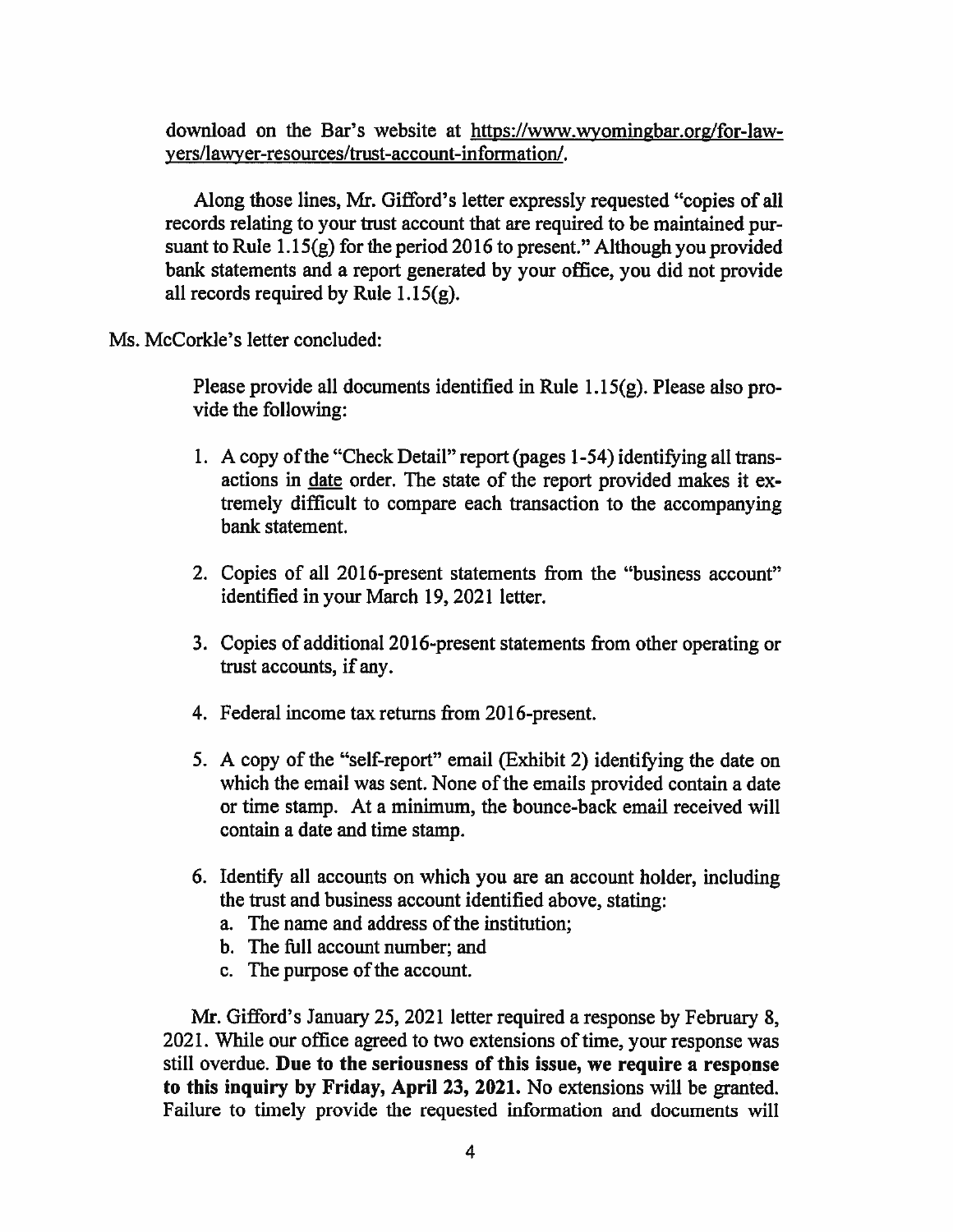download on the Bar's website at https://www.wyomingbar.org/for-lawyers/lawyer-resources/trust-account-information/.

Along those lines, Mr. Gifford's letter expressly requested "copies of all records relating to your trust account that are required to be maintained pursuant to Rule 1.15(g) for the period 2016 to present." Although you provided bank statements and a report generated by your office, you did not provide all records required by Rule 1.15(g).

Ms. McCorkle's letter concluded:

> Please provide all documents identified in Rule 1.15(g). Please also provide the following:
>
> 1. A copy of the "Check Detail" report (pages 1-54) identifying all transactions in date order. The state of the report provided makes it extremely difficult to compare each transaction to the accompanying bank statement.
> 2. Copies of all 2016-present statements from the "business account" identified in your March 19, 2021 letter.
> 3. Copies of additional 2016-present statements from other operating or trust accounts, if any.
> 4. Federal income tax returns from 2016-present.
> 5. A copy of the "self-report" email (Exhibit 2) identifying the date on which the email was sent. None of the emails provided contain a date or time stamp. At a minimum, the bounce-back email received will contain a date and time stamp.
> 6. Identify all accounts on which you are an account holder, including the trust and business account identified above, stating:
>    a. The name and address of the institution;
>    b. The full account number; and
>    c. The purpose of the account.
>
> Mr. Gifford's January 25, 2021 letter required a response by February 8, 2021. While our office agreed to two extensions of time, your response was still overdue. **Due to the seriousness of this issue, we require a response to this inquiry by Friday, April 23, 2021.** No extensions will be granted. Failure to timely provide the requested information and documents will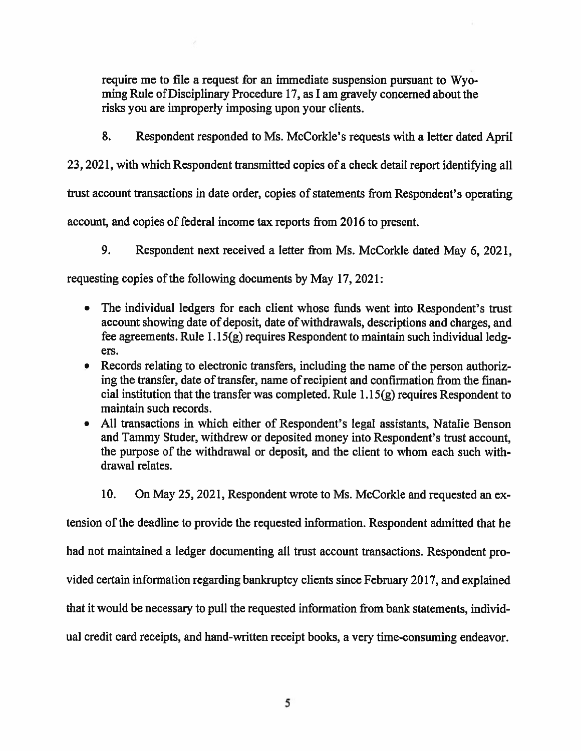require me to file a request for an immediate suspension pursuant to Wyoming Rule of Disciplinary Procedure 17, as I am gravely concerned about the risks you are improperly imposing upon your clients.

8. Respondent responded to Ms. McCorkle's requests with a letter dated April 23, 2021, with which Respondent transmitted copies of a check detail report identifying all trust account transactions in date order, copies of statements from Respondent's operating account, and copies of federal income tax reports from 2016 to present.

9. Respondent next received a letter from Ms. McCorkle dated May 6, 2021, requesting copies of the following documents by May 17, 2021:

- The individual ledgers for each client whose funds went into Respondent's trust account showing date of deposit, date of withdrawals, descriptions and charges, and fee agreements. Rule 1.15(g) requires Respondent to maintain such individual ledgers.
- Records relating to electronic transfers, including the name of the person authorizing the transfer, date of transfer, name of recipient and confirmation from the financial institution that the transfer was completed. Rule 1.15(g) requires Respondent to maintain such records.
- All transactions in which either of Respondent's legal assistants, Natalie Benson and Tammy Studer, withdrew or deposited money into Respondent's trust account, the purpose of the withdrawal or deposit, and the client to whom each such withdrawal relates.

10. On May 25, 2021, Respondent wrote to Ms. McCorkle and requested an extension of the deadline to provide the requested information. Respondent admitted that he had not maintained a ledger documenting all trust account transactions. Respondent provided certain information regarding bankruptcy clients since February 2017, and explained that it would be necessary to pull the requested information from bank statements, individual credit card receipts, and hand-written receipt books, a very time-consuming endeavor.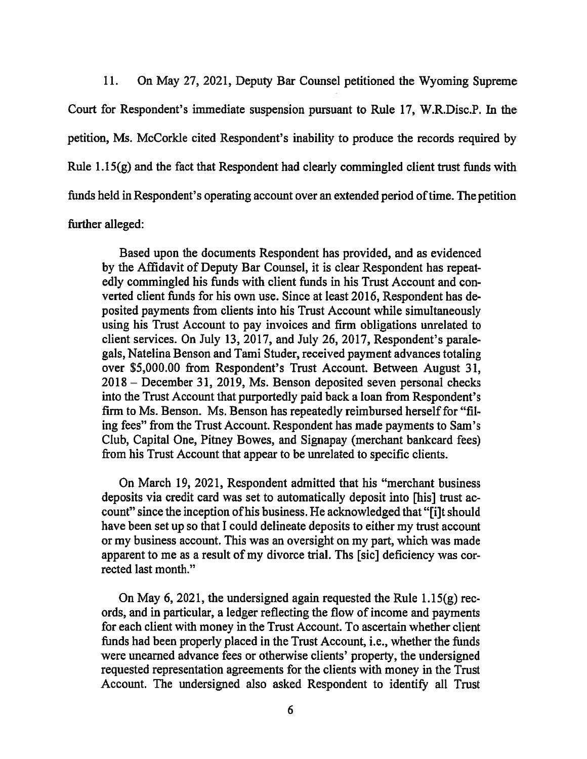11. On May 27, 2021, Deputy Bar Counsel petitioned the Wyoming Supreme Court for Respondent's immediate suspension pursuant to Rule 17, W.R.Disc.P. In the petition, Ms. McCorkle cited Respondent's inability to produce the records required by Rule 1.15(g) and the fact that Respondent had clearly commingled client trust funds with funds held in Respondent's operating account over an extended period of time. The petition further alleged:

> Based upon the documents Respondent has provided, and as evidenced by the Affidavit of Deputy Bar Counsel, it is clear Respondent has repeatedly commingled his funds with client funds in his Trust Account and converted client funds for his own use. Since at least 2016, Respondent has deposited payments from clients into his Trust Account while simultaneously using his Trust Account to pay invoices and firm obligations unrelated to client services. On July 13, 2017, and July 26, 2017, Respondent's paralegals, Natelina Benson and Tami Studer, received payment advances totaling over $5,000.00 from Respondent's Trust Account. Between August 31, 2018 – December 31, 2019, Ms. Benson deposited seven personal checks into the Trust Account that purportedly paid back a loan from Respondent's firm to Ms. Benson. Ms. Benson has repeatedly reimbursed herself for "filing fees" from the Trust Account. Respondent has made payments to Sam's Club, Capital One, Pitney Bowes, and Signapay (merchant bankcard fees) from his Trust Account that appear to be unrelated to specific clients.
>
> On March 19, 2021, Respondent admitted that his "merchant business deposits via credit card was set to automatically deposit into [his] trust account" since the inception of his business. He acknowledged that "[i]t should have been set up so that I could delineate deposits to either my trust account or my business account. This was an oversight on my part, which was made apparent to me as a result of my divorce trial. Ths [sic] deficiency was corrected last month."
>
> On May 6, 2021, the undersigned again requested the Rule 1.15(g) records, and in particular, a ledger reflecting the flow of income and payments for each client with money in the Trust Account. To ascertain whether client funds had been properly placed in the Trust Account, i.e., whether the funds were unearned advance fees or otherwise clients' property, the undersigned requested representation agreements for the clients with money in the Trust Account. The undersigned also asked Respondent to identify all Trust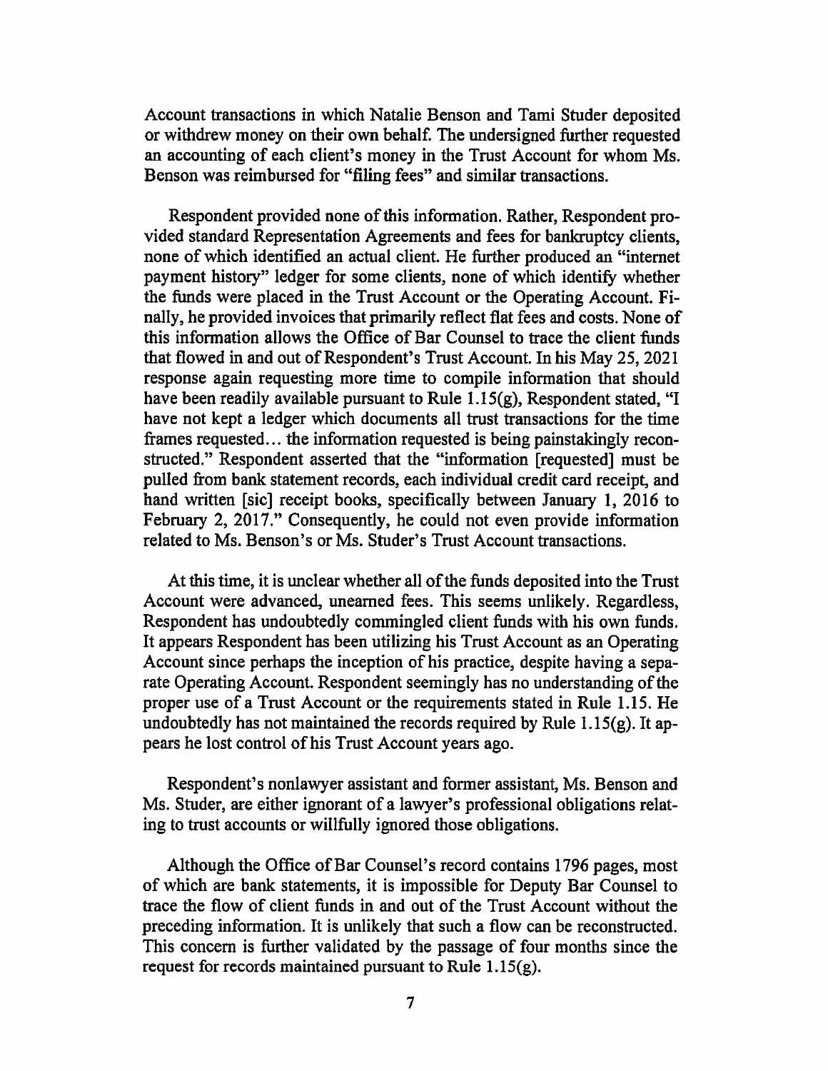Account transactions in which Natalie Benson and Tami Studer deposited or withdrew money on their own behalf. The undersigned further requested an accounting of each client's money in the Trust Account for whom Ms. Benson was reimbursed for "filing fees" and similar transactions.

Respondent provided none of this information. Rather, Respondent provided standard Representation Agreements and fees for bankruptcy clients, none of which identified an actual client. He further produced an "internet payment history" ledger for some clients, none of which identify whether the funds were placed in the Trust Account or the Operating Account. Finally, he provided invoices that primarily reflect flat fees and costs. None of this information allows the Office of Bar Counsel to trace the client funds that flowed in and out of Respondent's Trust Account. In his May 25, 2021 response again requesting more time to compile information that should have been readily available pursuant to Rule 1.15(g), Respondent stated, "I have not kept a ledger which documents all trust transactions for the time frames requested… the information requested is being painstakingly reconstructed." Respondent asserted that the "information [requested] must be pulled from bank statement records, each individual credit card receipt, and hand written [sic] receipt books, specifically between January 1, 2016 to February 2, 2017." Consequently, he could not even provide information related to Ms. Benson's or Ms. Studer's Trust Account transactions.

At this time, it is unclear whether all of the funds deposited into the Trust Account were advanced, unearned fees. This seems unlikely. Regardless, Respondent has undoubtedly commingled client funds with his own funds. It appears Respondent has been utilizing his Trust Account as an Operating Account since perhaps the inception of his practice, despite having a separate Operating Account. Respondent seemingly has no understanding of the proper use of a Trust Account or the requirements stated in Rule 1.15. He undoubtedly has not maintained the records required by Rule 1.15(g). It appears he lost control of his Trust Account years ago.

Respondent's nonlawyer assistant and former assistant, Ms. Benson and Ms. Studer, are either ignorant of a lawyer's professional obligations relating to trust accounts or willfully ignored those obligations.

Although the Office of Bar Counsel's record contains 1796 pages, most of which are bank statements, it is impossible for Deputy Bar Counsel to trace the flow of client funds in and out of the Trust Account without the preceding information. It is unlikely that such a flow can be reconstructed. This concern is further validated by the passage of four months since the request for records maintained pursuant to Rule 1.15(g).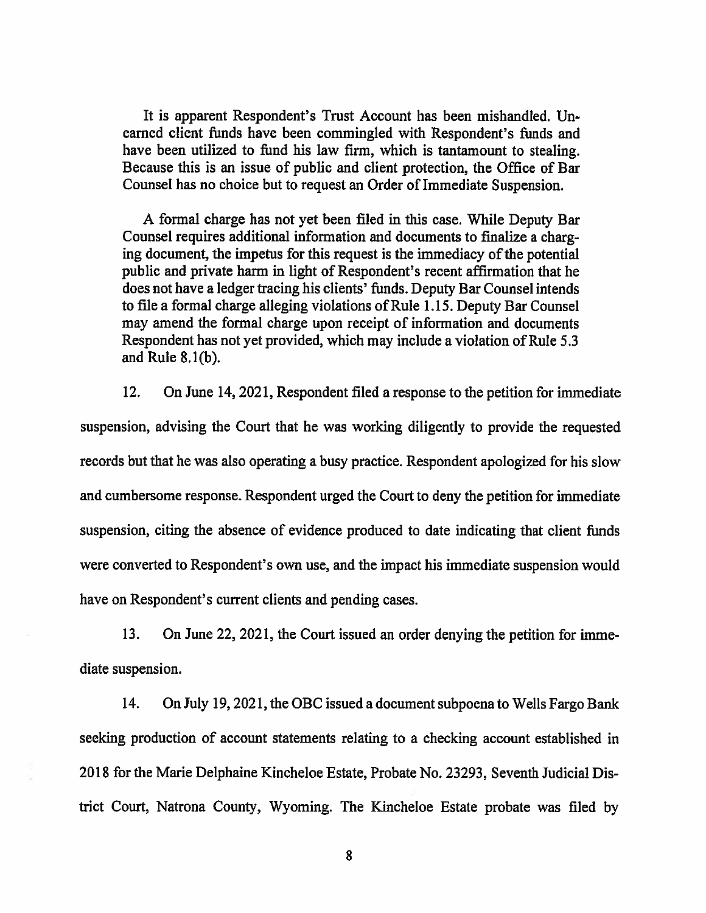> It is apparent Respondent's Trust Account has been mishandled. Unearned client funds have been commingled with Respondent's funds and have been utilized to fund his law firm, which is tantamount to stealing. Because this is an issue of public and client protection, the Office of Bar Counsel has no choice but to request an Order of Immediate Suspension.
>
> A formal charge has not yet been filed in this case. While Deputy Bar Counsel requires additional information and documents to finalize a charging document, the impetus for this request is the immediacy of the potential public and private harm in light of Respondent's recent affirmation that he does not have a ledger tracing his clients' funds. Deputy Bar Counsel intends to file a formal charge alleging violations of Rule 1.15. Deputy Bar Counsel may amend the formal charge upon receipt of information and documents Respondent has not yet provided, which may include a violation of Rule 5.3 and Rule 8.1(b).

12. On June 14, 2021, Respondent filed a response to the petition for immediate suspension, advising the Court that he was working diligently to provide the requested records but that he was also operating a busy practice. Respondent apologized for his slow and cumbersome response. Respondent urged the Court to deny the petition for immediate suspension, citing the absence of evidence produced to date indicating that client funds were converted to Respondent's own use, and the impact his immediate suspension would have on Respondent's current clients and pending cases.

13. On June 22, 2021, the Court issued an order denying the petition for immediate suspension.

14. On July 19, 2021, the OBC issued a document subpoena to Wells Fargo Bank seeking production of account statements relating to a checking account established in 2018 for the Marie Delphaine Kincheloe Estate, Probate No. 23293, Seventh Judicial District Court, Natrona County, Wyoming. The Kincheloe Estate probate was filed by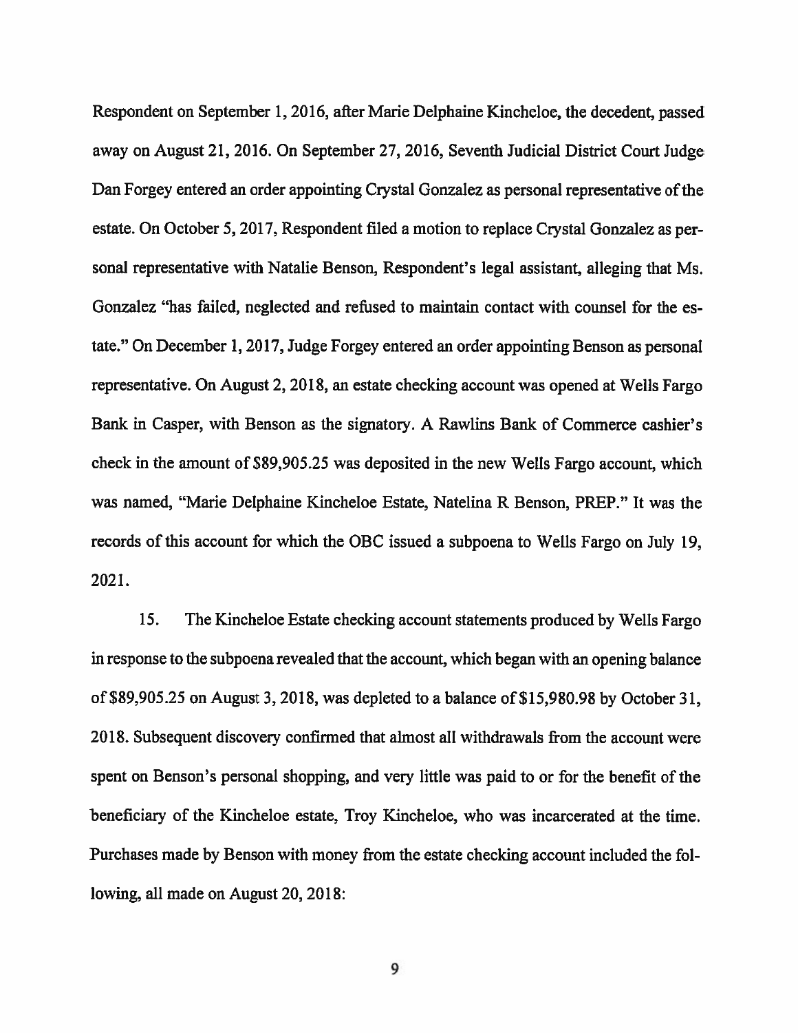Respondent on September 1, 2016, after Marie Delphaine Kincheloe, the decedent, passed away on August 21, 2016. On September 27, 2016, Seventh Judicial District Court Judge Dan Forgey entered an order appointing Crystal Gonzalez as personal representative of the estate. On October 5, 2017, Respondent filed a motion to replace Crystal Gonzalez as personal representative with Natalie Benson, Respondent's legal assistant, alleging that Ms. Gonzalez "has failed, neglected and refused to maintain contact with counsel for the estate." On December 1, 2017, Judge Forgey entered an order appointing Benson as personal representative. On August 2, 2018, an estate checking account was opened at Wells Fargo Bank in Casper, with Benson as the signatory. A Rawlins Bank of Commerce cashier's check in the amount of $89,905.25 was deposited in the new Wells Fargo account, which was named, "Marie Delphaine Kincheloe Estate, Natelina R Benson, PREP." It was the records of this account for which the OBC issued a subpoena to Wells Fargo on July 19, 2021.

15. The Kincheloe Estate checking account statements produced by Wells Fargo in response to the subpoena revealed that the account, which began with an opening balance of $89,905.25 on August 3, 2018, was depleted to a balance of $15,980.98 by October 31, 2018. Subsequent discovery confirmed that almost all withdrawals from the account were spent on Benson's personal shopping, and very little was paid to or for the benefit of the beneficiary of the Kincheloe estate, Troy Kincheloe, who was incarcerated at the time. Purchases made by Benson with money from the estate checking account included the following, all made on August 20, 2018: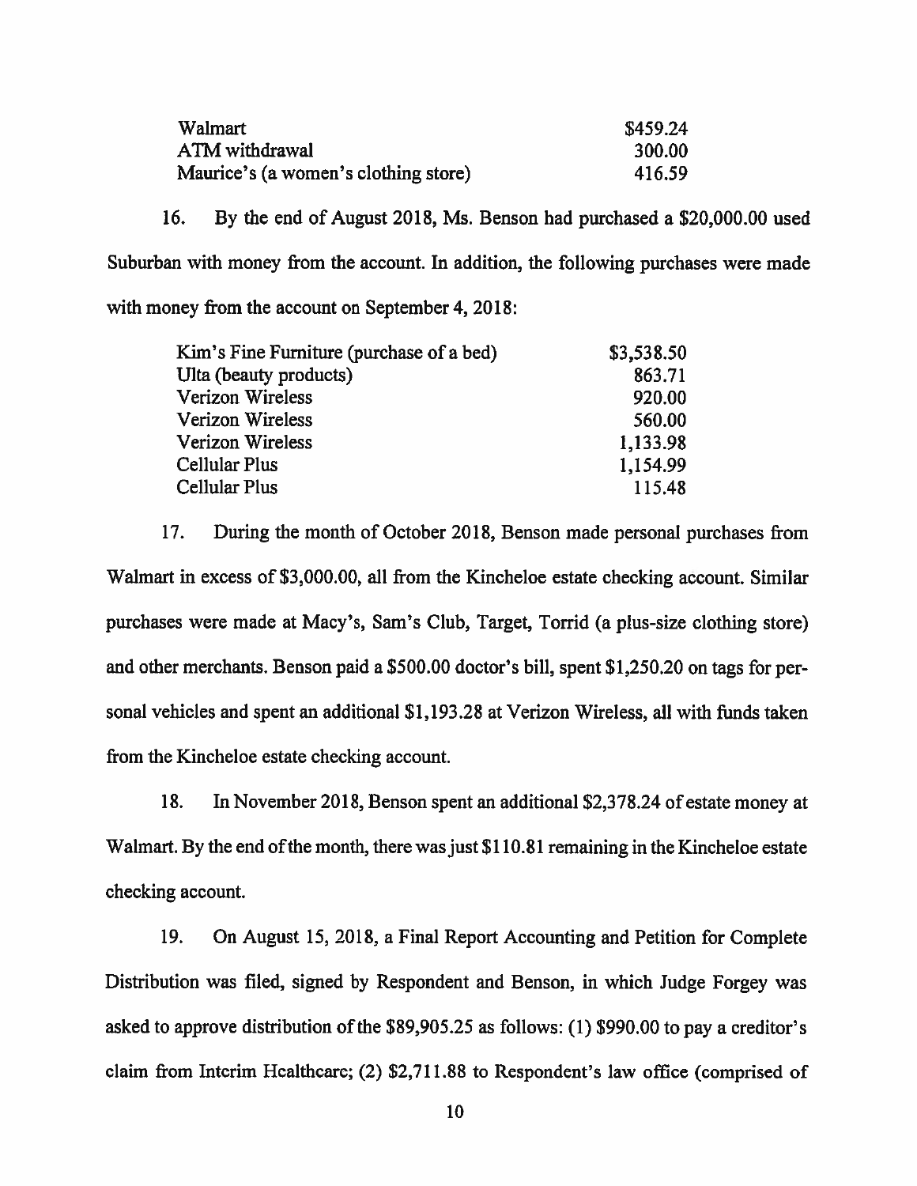| | |
|---|---|
| Walmart | $459.24 |
| ATM withdrawal | 300.00 |
| Maurice's (a women's clothing store) | 416.59 |

16. By the end of August 2018, Ms. Benson had purchased a $20,000.00 used Suburban with money from the account. In addition, the following purchases were made with money from the account on September 4, 2018:

| | |
|---|---|
| Kim's Fine Furniture (purchase of a bed) | $3,538.50 |
| Ulta (beauty products) | 863.71 |
| Verizon Wireless | 920.00 |
| Verizon Wireless | 560.00 |
| Verizon Wireless | 1,133.98 |
| Cellular Plus | 1,154.99 |
| Cellular Plus | 115.48 |

17. During the month of October 2018, Benson made personal purchases from Walmart in excess of $3,000.00, all from the Kincheloe estate checking account. Similar purchases were made at Macy's, Sam's Club, Target, Torrid (a plus-size clothing store) and other merchants. Benson paid a $500.00 doctor's bill, spent $1,250.20 on tags for personal vehicles and spent an additional $1,193.28 at Verizon Wireless, all with funds taken from the Kincheloe estate checking account.

18. In November 2018, Benson spent an additional $2,378.24 of estate money at Walmart. By the end of the month, there was just $110.81 remaining in the Kincheloe estate checking account.

19. On August 15, 2018, a Final Report Accounting and Petition for Complete Distribution was filed, signed by Respondent and Benson, in which Judge Forgey was asked to approve distribution of the $89,905.25 as follows: (1) $990.00 to pay a creditor's claim from Interim Healthcare; (2) $2,711.88 to Respondent's law office (comprised of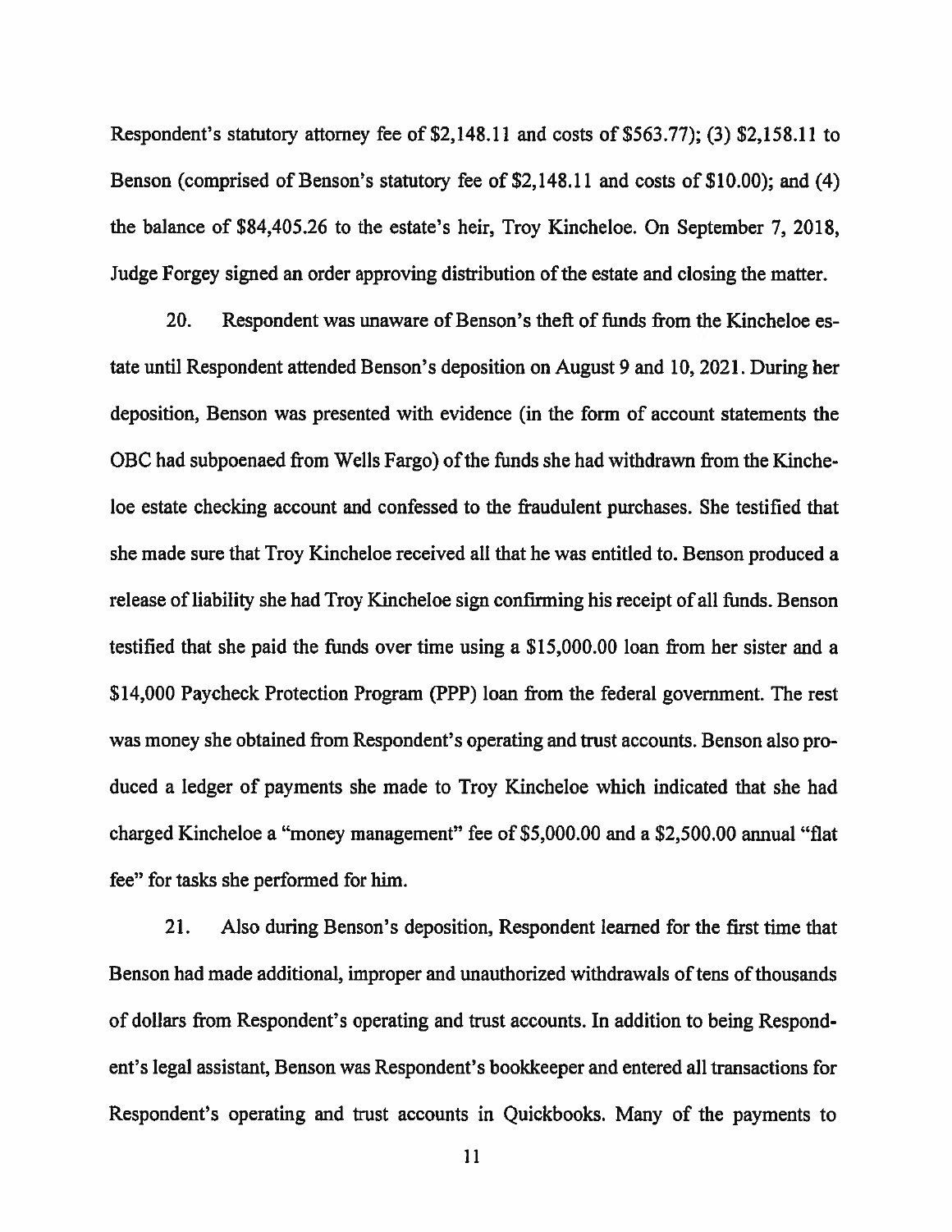Respondent's statutory attorney fee of $2,148.11 and costs of $563.77); (3) $2,158.11 to Benson (comprised of Benson's statutory fee of $2,148.11 and costs of $10.00); and (4) the balance of $84,405.26 to the estate's heir, Troy Kincheloe. On September 7, 2018, Judge Forgey signed an order approving distribution of the estate and closing the matter.

20. Respondent was unaware of Benson's theft of funds from the Kincheloe estate until Respondent attended Benson's deposition on August 9 and 10, 2021. During her deposition, Benson was presented with evidence (in the form of account statements the OBC had subpoenaed from Wells Fargo) of the funds she had withdrawn from the Kincheloe estate checking account and confessed to the fraudulent purchases. She testified that she made sure that Troy Kincheloe received all that he was entitled to. Benson produced a release of liability she had Troy Kincheloe sign confirming his receipt of all funds. Benson testified that she paid the funds over time using a $15,000.00 loan from her sister and a $14,000 Paycheck Protection Program (PPP) loan from the federal government. The rest was money she obtained from Respondent's operating and trust accounts. Benson also produced a ledger of payments she made to Troy Kincheloe which indicated that she had charged Kincheloe a "money management" fee of $5,000.00 and a $2,500.00 annual "flat fee" for tasks she performed for him.

21. Also during Benson's deposition, Respondent learned for the first time that Benson had made additional, improper and unauthorized withdrawals of tens of thousands of dollars from Respondent's operating and trust accounts. In addition to being Respondent's legal assistant, Benson was Respondent's bookkeeper and entered all transactions for Respondent's operating and trust accounts in Quickbooks. Many of the payments to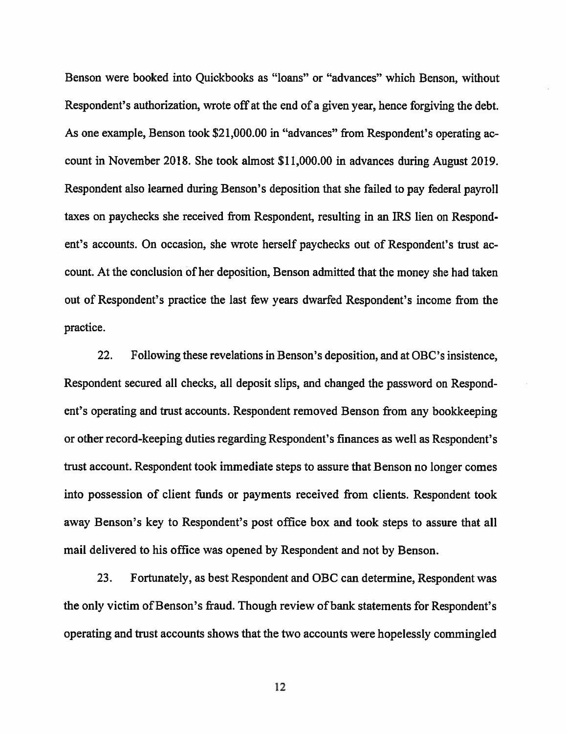Benson were booked into Quickbooks as "loans" or "advances" which Benson, without Respondent's authorization, wrote off at the end of a given year, hence forgiving the debt. As one example, Benson took $21,000.00 in "advances" from Respondent's operating account in November 2018. She took almost $11,000.00 in advances during August 2019. Respondent also learned during Benson's deposition that she failed to pay federal payroll taxes on paychecks she received from Respondent, resulting in an IRS lien on Respondent's accounts. On occasion, she wrote herself paychecks out of Respondent's trust account. At the conclusion of her deposition, Benson admitted that the money she had taken out of Respondent's practice the last few years dwarfed Respondent's income from the practice.

22. Following these revelations in Benson's deposition, and at OBC's insistence, Respondent secured all checks, all deposit slips, and changed the password on Respondent's operating and trust accounts. Respondent removed Benson from any bookkeeping or other record-keeping duties regarding Respondent's finances as well as Respondent's trust account. Respondent took immediate steps to assure that Benson no longer comes into possession of client funds or payments received from clients. Respondent took away Benson's key to Respondent's post office box and took steps to assure that all mail delivered to his office was opened by Respondent and not by Benson.

23. Fortunately, as best Respondent and OBC can determine, Respondent was the only victim of Benson's fraud. Though review of bank statements for Respondent's operating and trust accounts shows that the two accounts were hopelessly commingled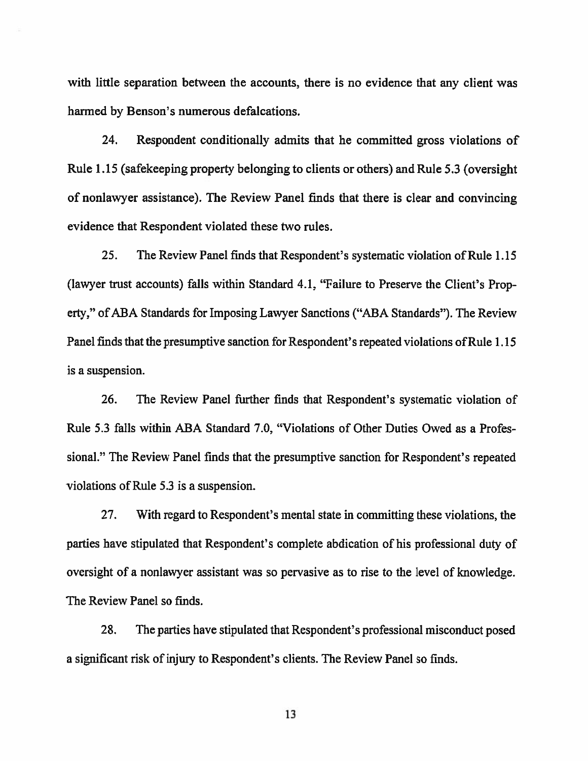with little separation between the accounts, there is no evidence that any client was harmed by Benson's numerous defalcations.

24. Respondent conditionally admits that he committed gross violations of Rule 1.15 (safekeeping property belonging to clients or others) and Rule 5.3 (oversight of nonlawyer assistance). The Review Panel finds that there is clear and convincing evidence that Respondent violated these two rules.

25. The Review Panel finds that Respondent's systematic violation of Rule 1.15 (lawyer trust accounts) falls within Standard 4.1, "Failure to Preserve the Client's Property," of ABA Standards for Imposing Lawyer Sanctions ("ABA Standards"). The Review Panel finds that the presumptive sanction for Respondent's repeated violations of Rule 1.15 is a suspension.

26. The Review Panel further finds that Respondent's systematic violation of Rule 5.3 falls within ABA Standard 7.0, "Violations of Other Duties Owed as a Professional." The Review Panel finds that the presumptive sanction for Respondent's repeated violations of Rule 5.3 is a suspension.

27. With regard to Respondent's mental state in committing these violations, the parties have stipulated that Respondent's complete abdication of his professional duty of oversight of a nonlawyer assistant was so pervasive as to rise to the level of knowledge. The Review Panel so finds.

28. The parties have stipulated that Respondent's professional misconduct posed a significant risk of injury to Respondent's clients. The Review Panel so finds.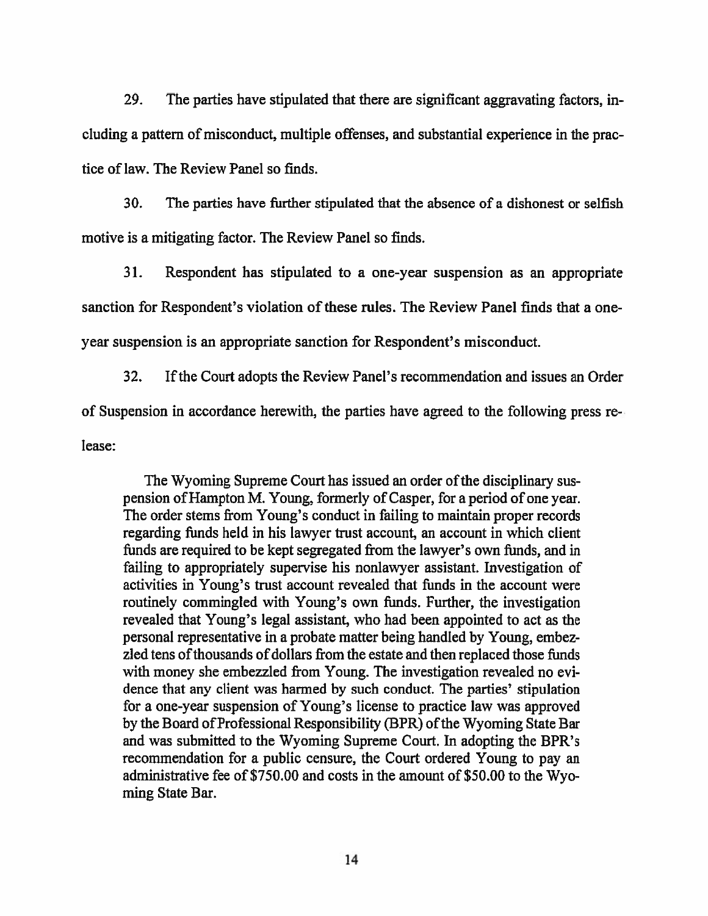29. The parties have stipulated that there are significant aggravating factors, including a pattern of misconduct, multiple offenses, and substantial experience in the practice of law. The Review Panel so finds.

30. The parties have further stipulated that the absence of a dishonest or selfish motive is a mitigating factor. The Review Panel so finds.

31. Respondent has stipulated to a one-year suspension as an appropriate sanction for Respondent's violation of these rules. The Review Panel finds that a one-year suspension is an appropriate sanction for Respondent's misconduct.

32. If the Court adopts the Review Panel's recommendation and issues an Order of Suspension in accordance herewith, the parties have agreed to the following press release:

> The Wyoming Supreme Court has issued an order of the disciplinary suspension of Hampton M. Young, formerly of Casper, for a period of one year. The order stems from Young's conduct in failing to maintain proper records regarding funds held in his lawyer trust account, an account in which client funds are required to be kept segregated from the lawyer's own funds, and in failing to appropriately supervise his nonlawyer assistant. Investigation of activities in Young's trust account revealed that funds in the account were routinely commingled with Young's own funds. Further, the investigation revealed that Young's legal assistant, who had been appointed to act as the personal representative in a probate matter being handled by Young, embezzled tens of thousands of dollars from the estate and then replaced those funds with money she embezzled from Young. The investigation revealed no evidence that any client was harmed by such conduct. The parties' stipulation for a one-year suspension of Young's license to practice law was approved by the Board of Professional Responsibility (BPR) of the Wyoming State Bar and was submitted to the Wyoming Supreme Court. In adopting the BPR's recommendation for a public censure, the Court ordered Young to pay an administrative fee of $750.00 and costs in the amount of $50.00 to the Wyoming State Bar.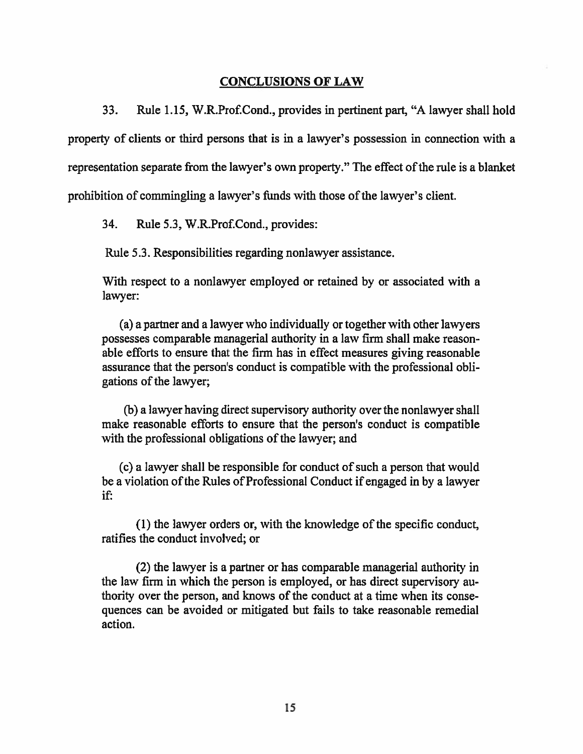## CONCLUSIONS OF LAW

33. Rule 1.15, W.R.Prof.Cond., provides in pertinent part, "A lawyer shall hold property of clients or third persons that is in a lawyer's possession in connection with a representation separate from the lawyer's own property." The effect of the rule is a blanket prohibition of commingling a lawyer's funds with those of the lawyer's client.

34. Rule 5.3, W.R.Prof.Cond., provides:

> Rule 5.3. Responsibilities regarding nonlawyer assistance.
>
> With respect to a nonlawyer employed or retained by or associated with a lawyer:
>
> (a) a partner and a lawyer who individually or together with other lawyers possesses comparable managerial authority in a law firm shall make reasonable efforts to ensure that the firm has in effect measures giving reasonable assurance that the person's conduct is compatible with the professional obligations of the lawyer;
>
> (b) a lawyer having direct supervisory authority over the nonlawyer shall make reasonable efforts to ensure that the person's conduct is compatible with the professional obligations of the lawyer; and
>
> (c) a lawyer shall be responsible for conduct of such a person that would be a violation of the Rules of Professional Conduct if engaged in by a lawyer if:
>
> (1) the lawyer orders or, with the knowledge of the specific conduct, ratifies the conduct involved; or
>
> (2) the lawyer is a partner or has comparable managerial authority in the law firm in which the person is employed, or has direct supervisory authority over the person, and knows of the conduct at a time when its consequences can be avoided or mitigated but fails to take reasonable remedial action.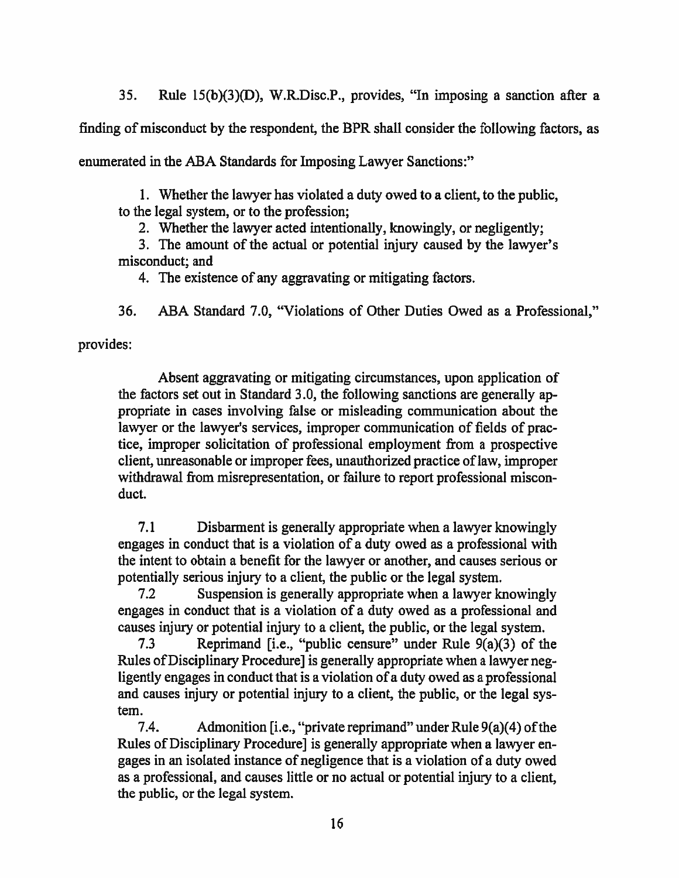35. Rule 15(b)(3)(D), W.R.Disc.P., provides, "In imposing a sanction after a finding of misconduct by the respondent, the BPR shall consider the following factors, as enumerated in the ABA Standards for Imposing Lawyer Sanctions:"

> 1. Whether the lawyer has violated a duty owed to a client, to the public, to the legal system, or to the profession;
> 2. Whether the lawyer acted intentionally, knowingly, or negligently;
> 3. The amount of the actual or potential injury caused by the lawyer's misconduct; and
> 4. The existence of any aggravating or mitigating factors.

36. ABA Standard 7.0, "Violations of Other Duties Owed as a Professional," provides:

> Absent aggravating or mitigating circumstances, upon application of the factors set out in Standard 3.0, the following sanctions are generally appropriate in cases involving false or misleading communication about the lawyer or the lawyer's services, improper communication of fields of practice, improper solicitation of professional employment from a prospective client, unreasonable or improper fees, unauthorized practice of law, improper withdrawal from misrepresentation, or failure to report professional misconduct.
>
> 7.1 Disbarment is generally appropriate when a lawyer knowingly engages in conduct that is a violation of a duty owed as a professional with the intent to obtain a benefit for the lawyer or another, and causes serious or potentially serious injury to a client, the public or the legal system.
>
> 7.2 Suspension is generally appropriate when a lawyer knowingly engages in conduct that is a violation of a duty owed as a professional and causes injury or potential injury to a client, the public, or the legal system.
>
> 7.3 Reprimand [i.e., "public censure" under Rule 9(a)(3) of the Rules of Disciplinary Procedure] is generally appropriate when a lawyer negligently engages in conduct that is a violation of a duty owed as a professional and causes injury or potential injury to a client, the public, or the legal system.
>
> 7.4. Admonition [i.e., "private reprimand" under Rule 9(a)(4) of the Rules of Disciplinary Procedure] is generally appropriate when a lawyer engages in an isolated instance of negligence that is a violation of a duty owed as a professional, and causes little or no actual or potential injury to a client, the public, or the legal system.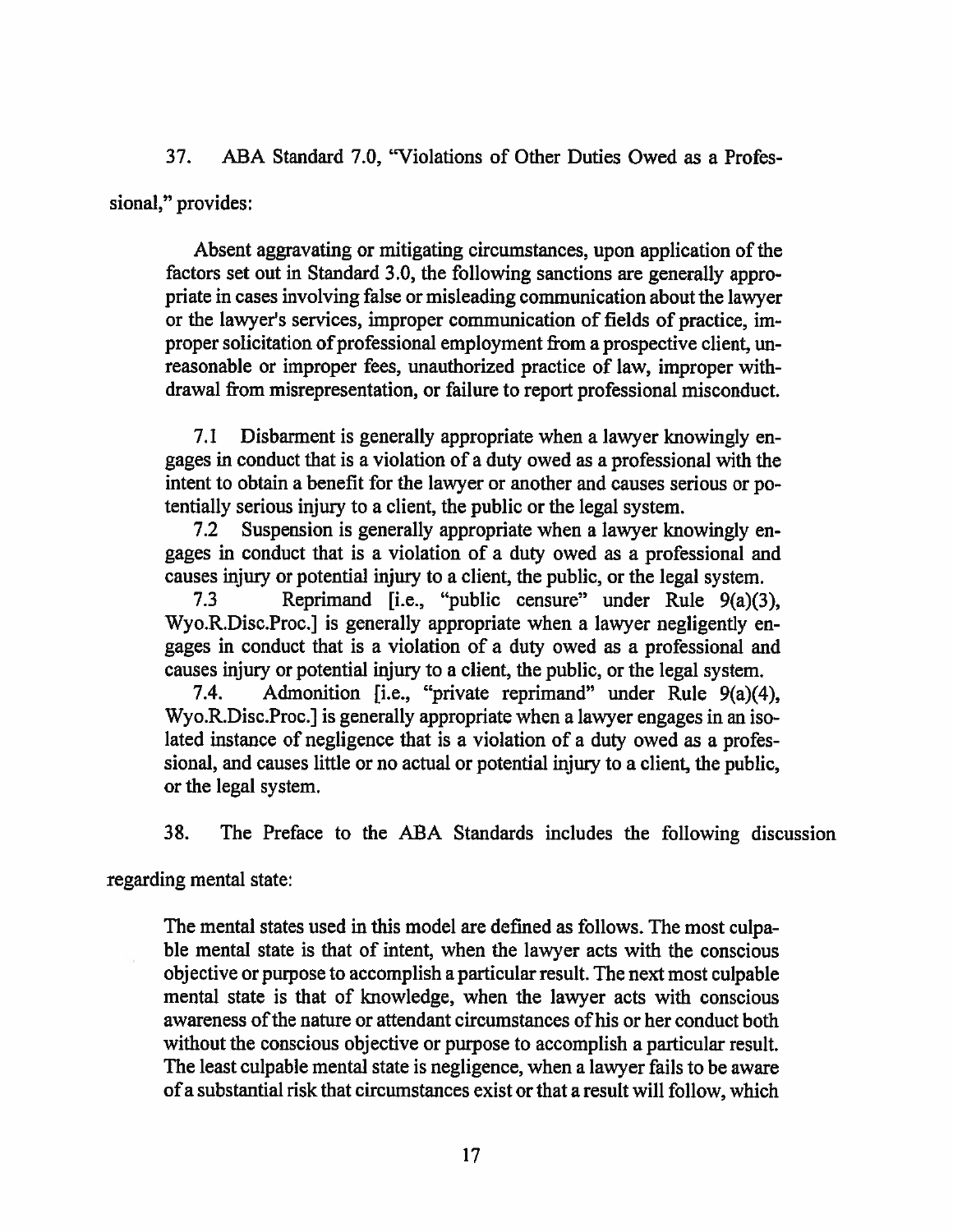37. ABA Standard 7.0, "Violations of Other Duties Owed as a Professional," provides:

> Absent aggravating or mitigating circumstances, upon application of the factors set out in Standard 3.0, the following sanctions are generally appropriate in cases involving false or misleading communication about the lawyer or the lawyer's services, improper communication of fields of practice, improper solicitation of professional employment from a prospective client, unreasonable or improper fees, unauthorized practice of law, improper withdrawal from misrepresentation, or failure to report professional misconduct.
>
> 7.1 Disbarment is generally appropriate when a lawyer knowingly engages in conduct that is a violation of a duty owed as a professional with the intent to obtain a benefit for the lawyer or another and causes serious or potentially serious injury to a client, the public or the legal system.
>
> 7.2 Suspension is generally appropriate when a lawyer knowingly engages in conduct that is a violation of a duty owed as a professional and causes injury or potential injury to a client, the public, or the legal system.
>
> 7.3 Reprimand [i.e., "public censure" under Rule 9(a)(3), Wyo.R.Disc.Proc.] is generally appropriate when a lawyer negligently engages in conduct that is a violation of a duty owed as a professional and causes injury or potential injury to a client, the public, or the legal system.
>
> 7.4. Admonition [i.e., "private reprimand" under Rule 9(a)(4), Wyo.R.Disc.Proc.] is generally appropriate when a lawyer engages in an isolated instance of negligence that is a violation of a duty owed as a professional, and causes little or no actual or potential injury to a client, the public, or the legal system.

38. The Preface to the ABA Standards includes the following discussion regarding mental state:

> The mental states used in this model are defined as follows. The most culpable mental state is that of intent, when the lawyer acts with the conscious objective or purpose to accomplish a particular result. The next most culpable mental state is that of knowledge, when the lawyer acts with conscious awareness of the nature or attendant circumstances of his or her conduct both without the conscious objective or purpose to accomplish a particular result. The least culpable mental state is negligence, when a lawyer fails to be aware of a substantial risk that circumstances exist or that a result will follow, which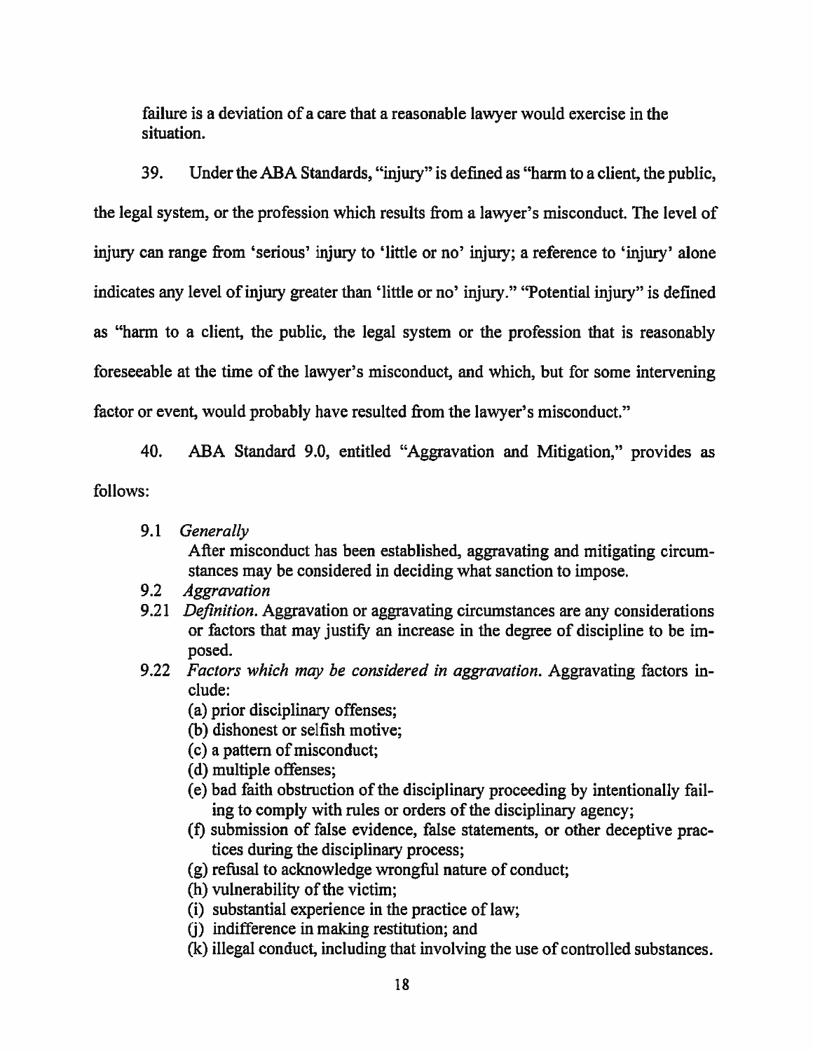failure is a deviation of a care that a reasonable lawyer would exercise in the situation.

39. Under the ABA Standards, "injury" is defined as "harm to a client, the public, the legal system, or the profession which results from a lawyer's misconduct. The level of injury can range from 'serious' injury to 'little or no' injury; a reference to 'injury' alone indicates any level of injury greater than 'little or no' injury." "Potential injury" is defined as "harm to a client, the public, the legal system or the profession that is reasonably foreseeable at the time of the lawyer's misconduct, and which, but for some intervening factor or event, would probably have resulted from the lawyer's misconduct."

40. ABA Standard 9.0, entitled "Aggravation and Mitigation," provides as follows:

> 9.1 *Generally*
> After misconduct has been established, aggravating and mitigating circumstances may be considered in deciding what sanction to impose.
>
> 9.2 *Aggravation*
>
> 9.21 *Definition.* Aggravation or aggravating circumstances are any considerations or factors that may justify an increase in the degree of discipline to be imposed.
>
> 9.22 *Factors which may be considered in aggravation.* Aggravating factors include:
> (a) prior disciplinary offenses;
> (b) dishonest or selfish motive;
> (c) a pattern of misconduct;
> (d) multiple offenses;
> (e) bad faith obstruction of the disciplinary proceeding by intentionally failing to comply with rules or orders of the disciplinary agency;
> (f) submission of false evidence, false statements, or other deceptive practices during the disciplinary process;
> (g) refusal to acknowledge wrongful nature of conduct;
> (h) vulnerability of the victim;
> (i) substantial experience in the practice of law;
> (j) indifference in making restitution; and
> (k) illegal conduct, including that involving the use of controlled substances.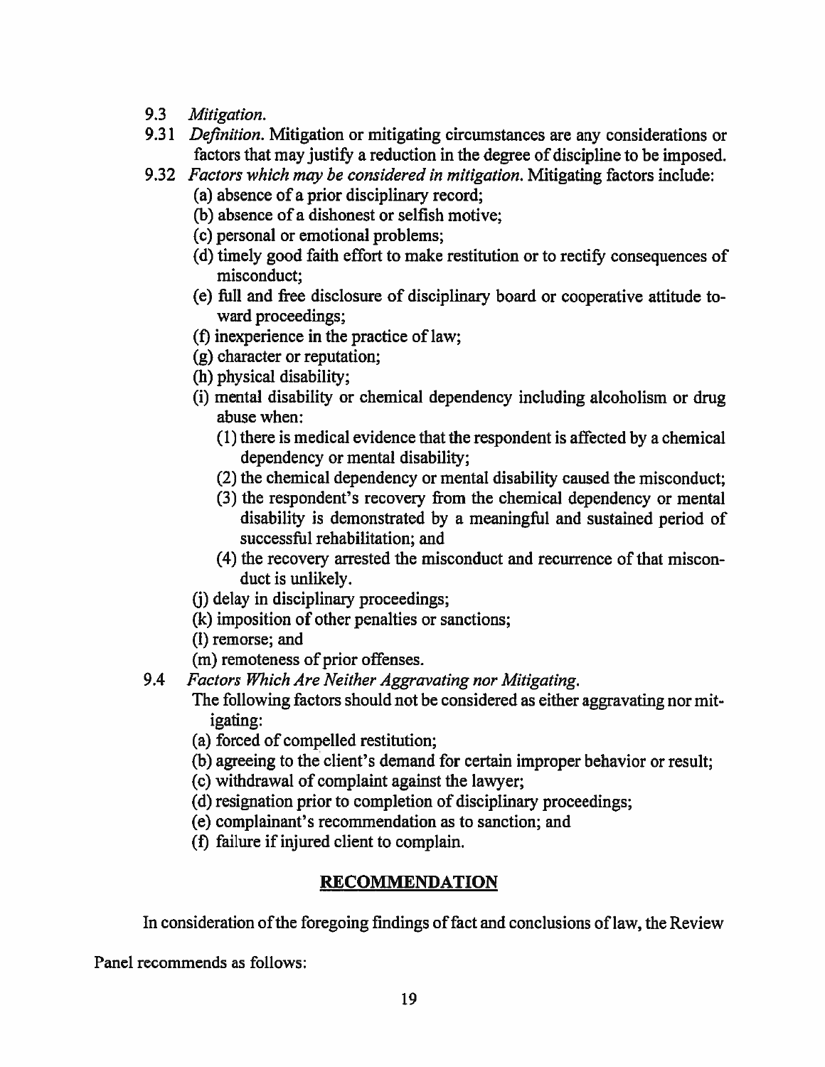9.3 *Mitigation.*

9.31 *Definition.* Mitigation or mitigating circumstances are any considerations or factors that may justify a reduction in the degree of discipline to be imposed.

9.32 *Factors which may be considered in mitigation.* Mitigating factors include:

(a) absence of a prior disciplinary record;

(b) absence of a dishonest or selfish motive;

(c) personal or emotional problems;

(d) timely good faith effort to make restitution or to rectify consequences of misconduct;

(e) full and free disclosure of disciplinary board or cooperative attitude toward proceedings;

(f) inexperience in the practice of law;

(g) character or reputation;

(h) physical disability;

(i) mental disability or chemical dependency including alcoholism or drug abuse when:

(1) there is medical evidence that the respondent is affected by a chemical dependency or mental disability;

(2) the chemical dependency or mental disability caused the misconduct;

(3) the respondent's recovery from the chemical dependency or mental disability is demonstrated by a meaningful and sustained period of successful rehabilitation; and

(4) the recovery arrested the misconduct and recurrence of that misconduct is unlikely.

(j) delay in disciplinary proceedings;

(k) imposition of other penalties or sanctions;

(l) remorse; and

(m) remoteness of prior offenses.

9.4 *Factors Which Are Neither Aggravating nor Mitigating.*

The following factors should not be considered as either aggravating nor mitigating:

(a) forced of compelled restitution;

(b) agreeing to the client's demand for certain improper behavior or result;

(c) withdrawal of complaint against the lawyer;

(d) resignation prior to completion of disciplinary proceedings;

(e) complainant's recommendation as to sanction; and

(f) failure if injured client to complain.

## RECOMMENDATION

In consideration of the foregoing findings of fact and conclusions of law, the Review Panel recommends as follows: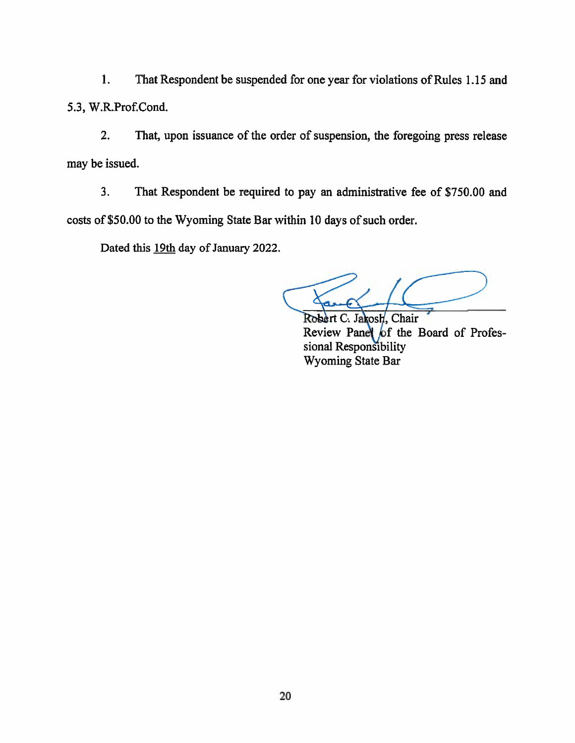1. That Respondent be suspended for one year for violations of Rules 1.15 and 5.3, W.R.Prof.Cond.

2. That, upon issuance of the order of suspension, the foregoing press release may be issued.

3. That Respondent be required to pay an administrative fee of $750.00 and costs of $50.00 to the Wyoming State Bar within 10 days of such order.

Dated this 19th day of January 2022.

Robert C. Jarosh, Chair
Review Panel of the Board of Professional Responsibility
Wyoming State Bar